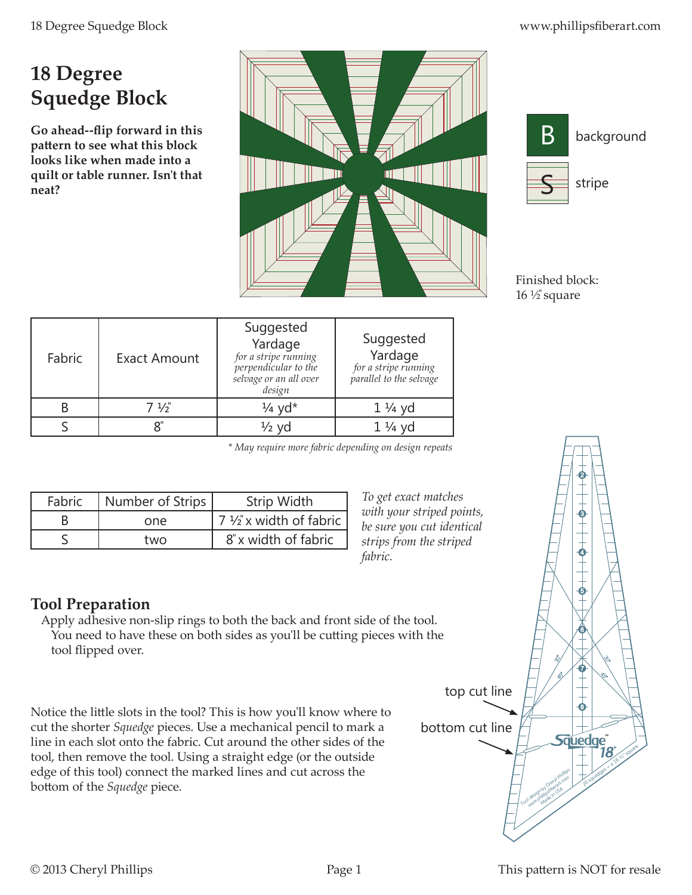# 18 Degree Squedge Block

**Go ahead--flip forward in this pattern to see what this block looks like when made into a quilt or table runner. Isn't that neat?**

B background

S stripe

Finished block:
16 ½" square

| Fabric | Exact Amount | Suggested Yardage *for a stripe running perpendicular to the selvage or an all over design* | Suggested Yardage *for a stripe running parallel to the selvage* |
|---|---|---|---|
| B | 7 ½" | ¼ yd* | 1 ¼ yd |
| S | 8" | ½ yd | 1 ¼ yd |

*\* May require more fabric depending on design repeats*

| Fabric | Number of Strips | Strip Width |
|---|---|---|
| B | one | 7 ½" x width of fabric |
| S | two | 8" x width of fabric |

*To get exact matches with your striped points, be sure you cut identical strips from the striped fabric.*

## Tool Preparation

Apply adhesive non-slip rings to both the back and front side of the tool. You need to have these on both sides as you'll be cutting pieces with the tool flipped over.

Notice the little slots in the tool? This is how you'll know where to cut the shorter *Squedge* pieces. Use a mechanical pencil to mark a line in each slot onto the fabric. Cut around the other sides of the tool, then remove the tool. Using a straight edge (or the outside edge of this tool) connect the marked lines and cut across the bottom of the *Squedge* piece.

top cut line

bottom cut line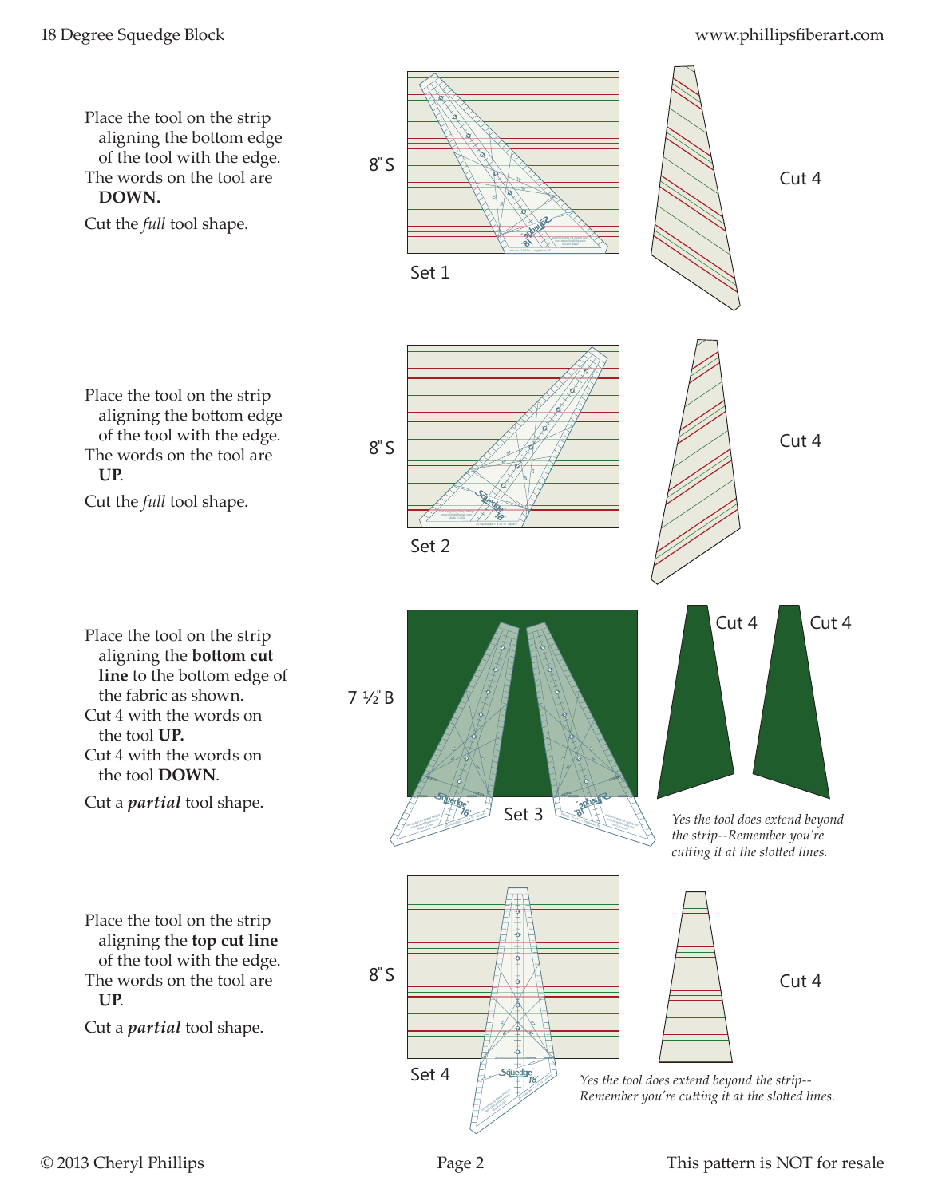Place the tool on the strip aligning the bottom edge of the tool with the edge.
The words on the tool are **DOWN.**

Cut the *full* tool shape.

8" S

Set 1

Cut 4

Place the tool on the strip aligning the bottom edge of the tool with the edge.
The words on the tool are **UP**.

Cut the *full* tool shape.

8" S

Set 2

Cut 4

Place the tool on the strip aligning the **bottom cut line** to the bottom edge of the fabric as shown.
Cut 4 with the words on the tool **UP.**
Cut 4 with the words on the tool **DOWN**.

Cut a ***partial*** tool shape.

7 ½" B

Set 3

Cut 4 Cut 4

*Yes the tool does extend beyond the strip--Remember you're cutting it at the slotted lines.*

Place the tool on the strip aligning the **top cut line** of the tool with the edge.
The words on the tool are **UP**.

Cut a ***partial*** tool shape.

8" S

Set 4

Cut 4

*Yes the tool does extend beyond the strip--Remember you're cutting it at the slotted lines.*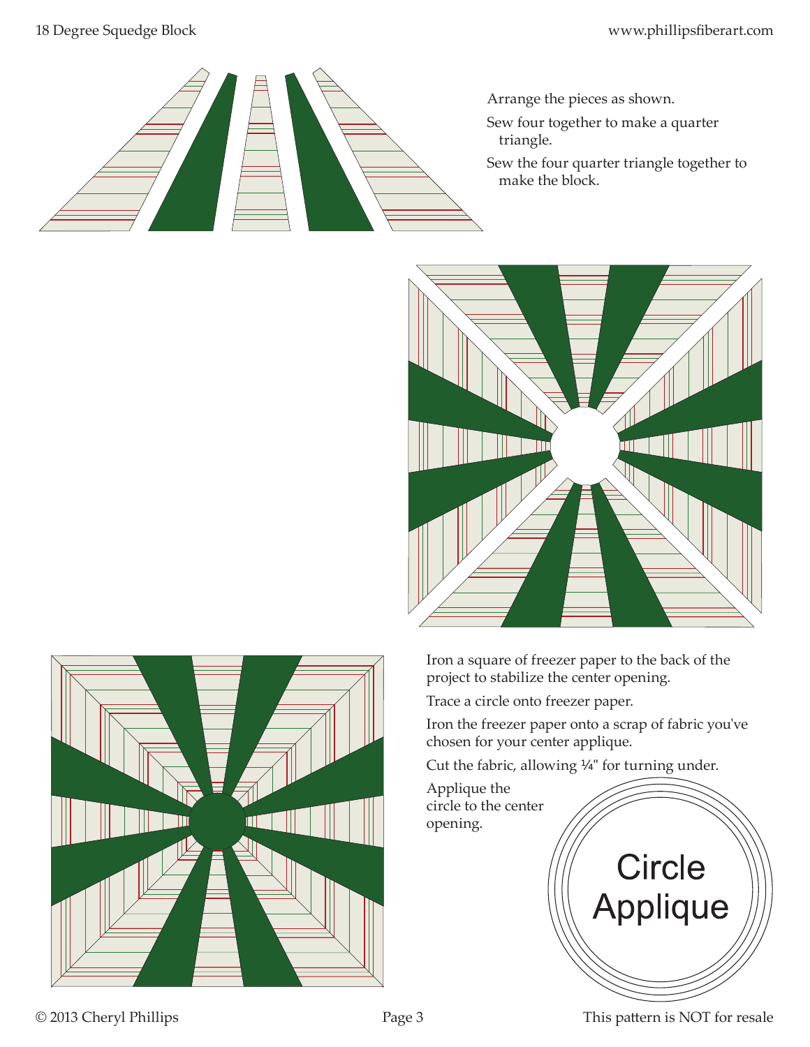Arrange the pieces as shown.

Sew four together to make a quarter triangle.

Sew the four quarter triangle together to make the block.

Iron a square of freezer paper to the back of the project to stabilize the center opening.

Trace a circle onto freezer paper.

Iron the freezer paper onto a scrap of fabric you've chosen for your center applique.

Cut the fabric, allowing ¼" for turning under.

Applique the circle to the center opening.

Circle Applique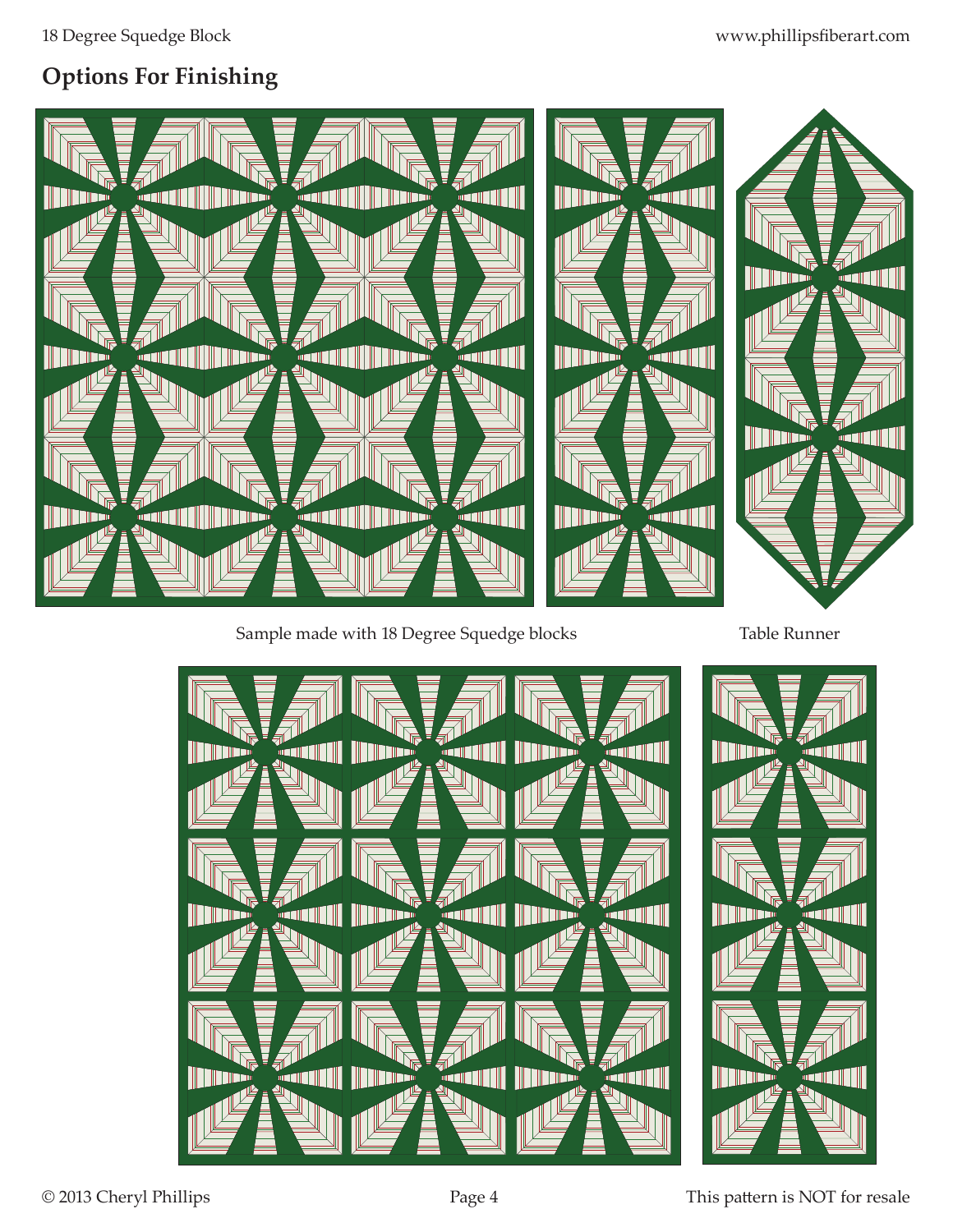## Options For Finishing

Sample made with 18 Degree Squedge blocks

Table Runner